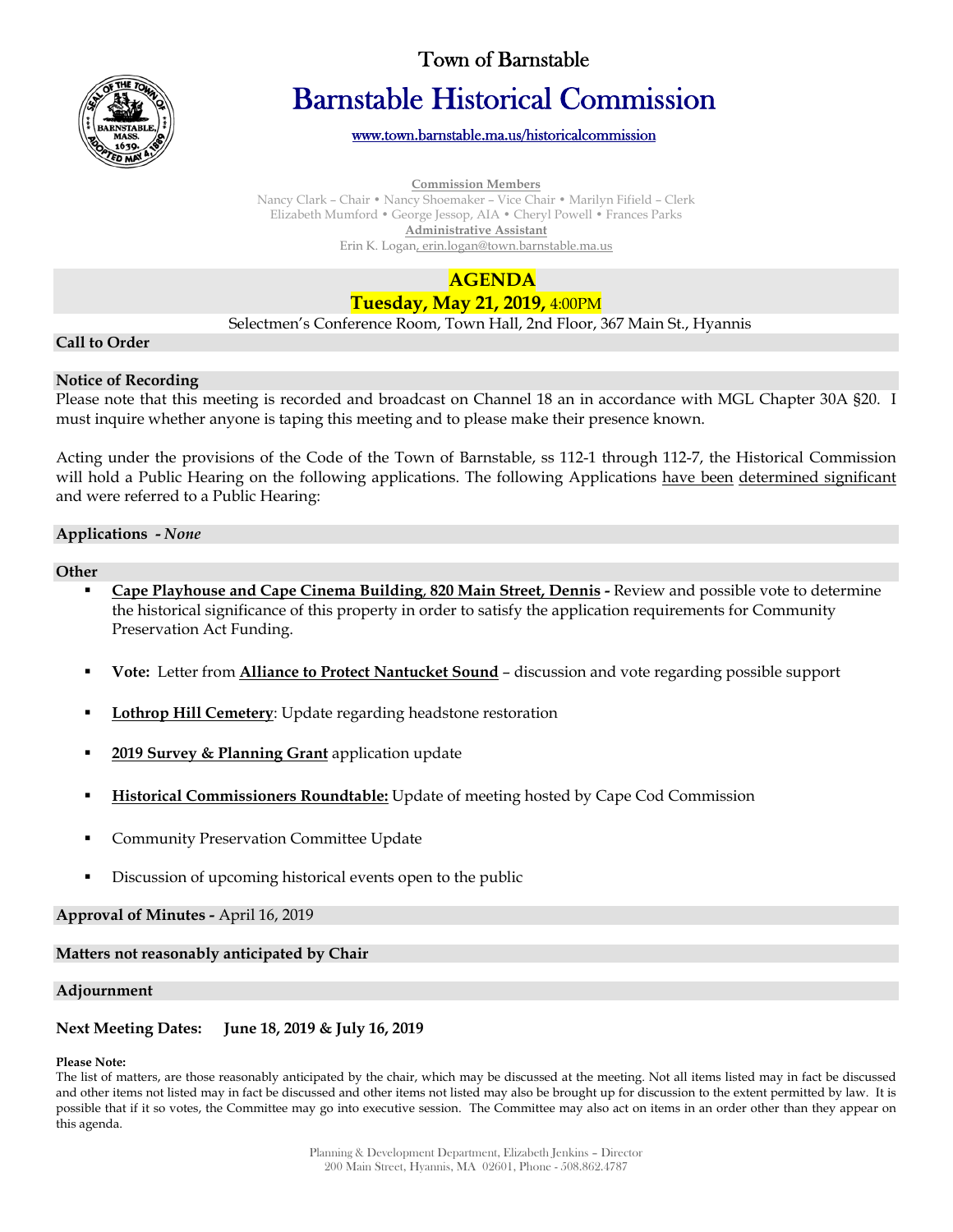Town of Barnstable

# Barnstable Historical Commission

www.town.barnstable.ma.us/historicalcommission

**Commission Members**

Nancy Clark – Chair • Nancy Shoemaker – Vice Chair • Marilyn Fifield – Clerk
Elizabeth Mumford • George Jessop, AIA • Cheryl Powell • Frances Parks

**Administrative Assistant**

Erin K. Logan, erin.logan@town.barnstable.ma.us

## AGENDA

### Tuesday, May 21, 2019, 4:00PM

Selectmen's Conference Room, Town Hall, 2nd Floor, 367 Main St., Hyannis

**Call to Order**

**Notice of Recording**

Please note that this meeting is recorded and broadcast on Channel 18 an in accordance with MGL Chapter 30A §20. I must inquire whether anyone is taping this meeting and to please make their presence known.

Acting under the provisions of the Code of the Town of Barnstable, ss 112-1 through 112-7, the Historical Commission will hold a Public Hearing on the following applications. The following Applications have been determined significant and were referred to a Public Hearing:

**Applications -** ***None***

**Other**

- **Cape Playhouse and Cape Cinema Building, 820 Main Street, Dennis -** Review and possible vote to determine the historical significance of this property in order to satisfy the application requirements for Community Preservation Act Funding.
- **Vote:** Letter from **Alliance to Protect Nantucket Sound** – discussion and vote regarding possible support
- **Lothrop Hill Cemetery**: Update regarding headstone restoration
- **2019 Survey & Planning Grant** application update
- **Historical Commissioners Roundtable:** Update of meeting hosted by Cape Cod Commission
- Community Preservation Committee Update
- Discussion of upcoming historical events open to the public

**Approval of Minutes -** April 16, 2019

**Matters not reasonably anticipated by Chair**

**Adjournment**

**Next Meeting Dates: June 18, 2019 & July 16, 2019**

**Please Note:**
The list of matters, are those reasonably anticipated by the chair, which may be discussed at the meeting. Not all items listed may in fact be discussed and other items not listed may in fact be discussed and other items not listed may also be brought up for discussion to the extent permitted by law. It is possible that if it so votes, the Committee may go into executive session. The Committee may also act on items in an order other than they appear on this agenda.

Planning & Development Department, Elizabeth Jenkins – Director
200 Main Street, Hyannis, MA 02601, Phone - 508.862.4787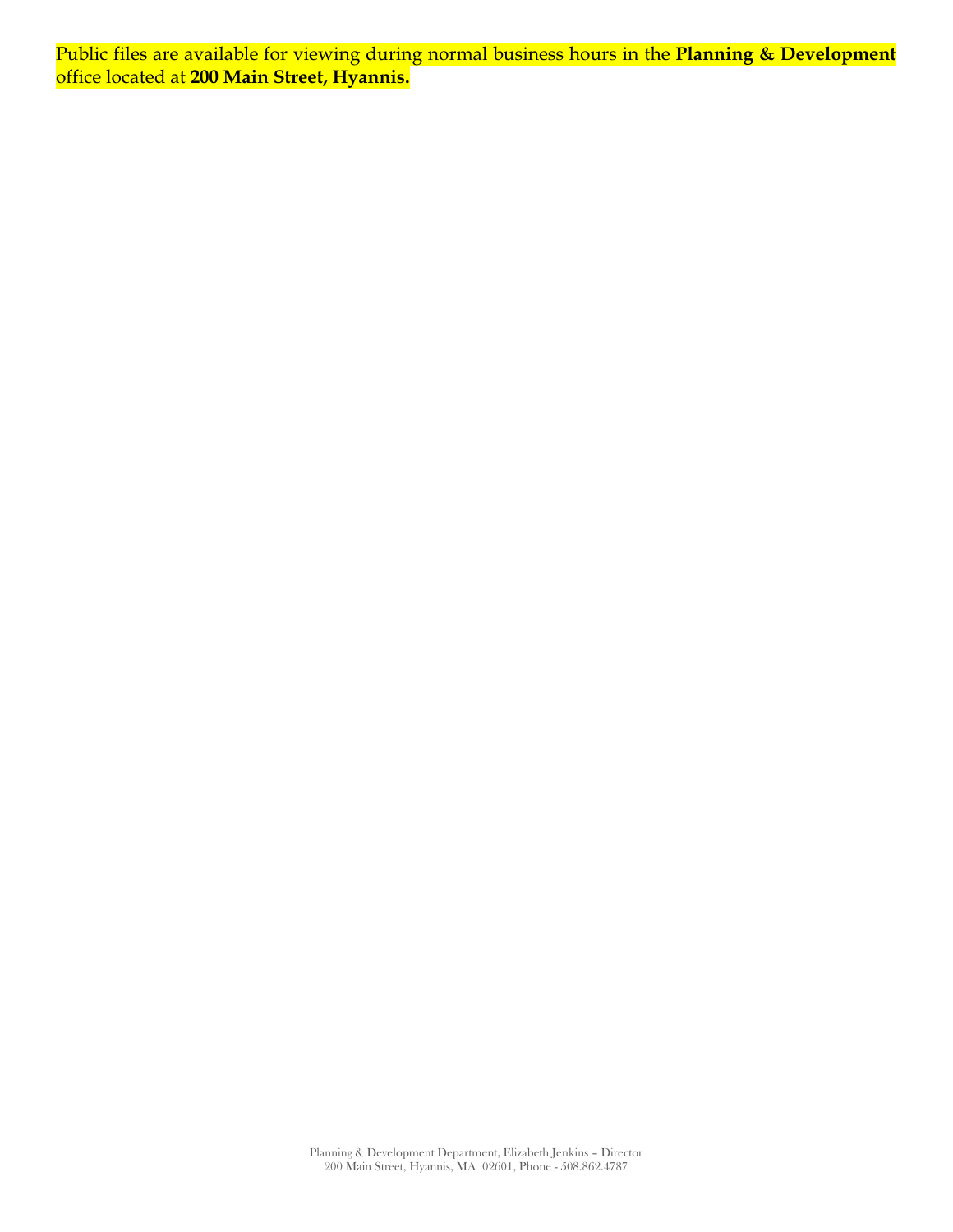Public files are available for viewing during normal business hours in the **Planning & Development** office located at **200 Main Street, Hyannis.**